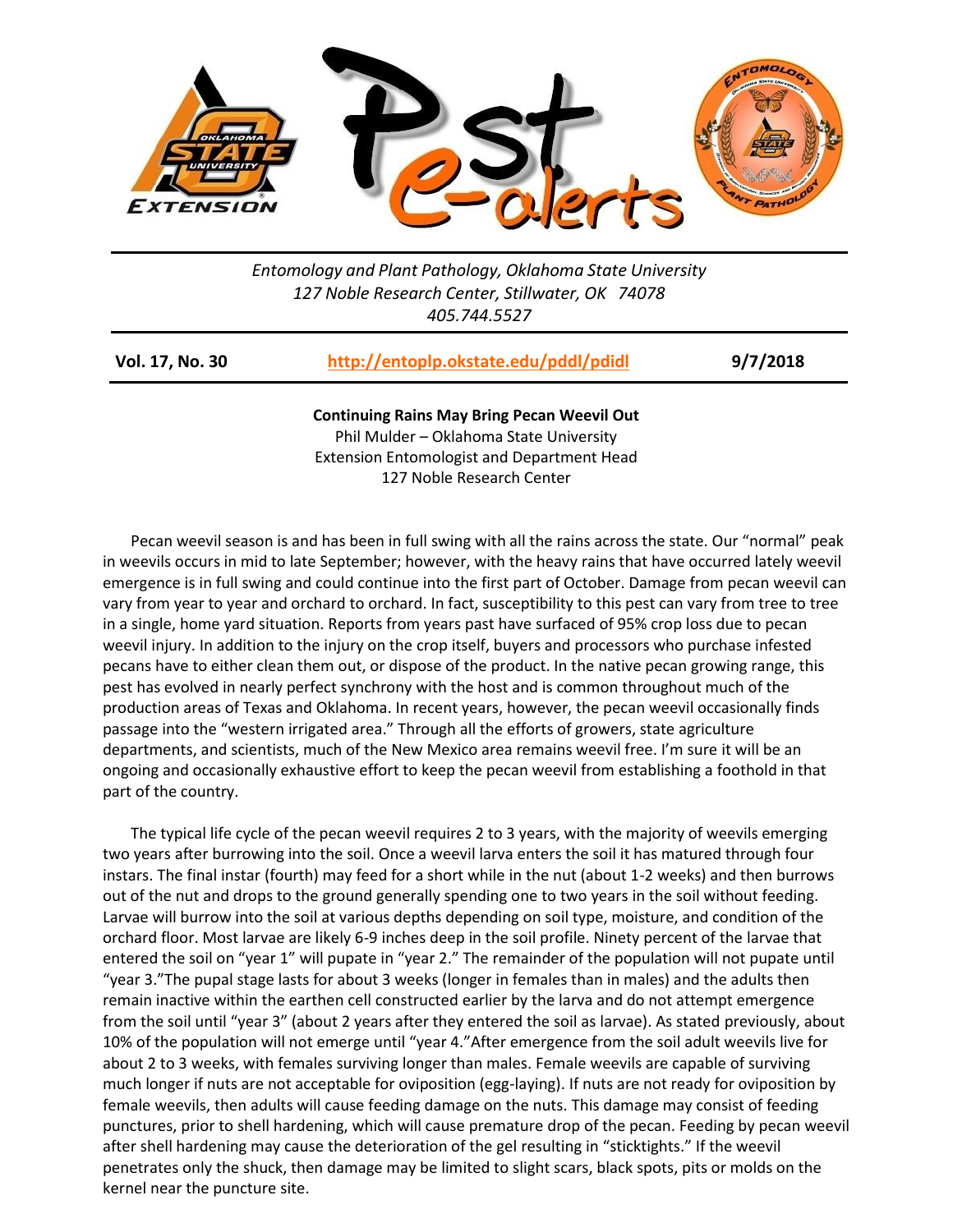*Entomology and Plant Pathology, Oklahoma State University*
*127 Noble Research Center, Stillwater, OK 74078*
*405.744.5527*

**Vol. 17, No. 30** | **http://entoplp.okstate.edu/pddl/pdidl** | **9/7/2018**

**Continuing Rains May Bring Pecan Weevil Out**
Phil Mulder – Oklahoma State University
Extension Entomologist and Department Head
127 Noble Research Center

Pecan weevil season is and has been in full swing with all the rains across the state. Our "normal" peak in weevils occurs in mid to late September; however, with the heavy rains that have occurred lately weevil emergence is in full swing and could continue into the first part of October. Damage from pecan weevil can vary from year to year and orchard to orchard. In fact, susceptibility to this pest can vary from tree to tree in a single, home yard situation. Reports from years past have surfaced of 95% crop loss due to pecan weevil injury. In addition to the injury on the crop itself, buyers and processors who purchase infested pecans have to either clean them out, or dispose of the product. In the native pecan growing range, this pest has evolved in nearly perfect synchrony with the host and is common throughout much of the production areas of Texas and Oklahoma. In recent years, however, the pecan weevil occasionally finds passage into the "western irrigated area." Through all the efforts of growers, state agriculture departments, and scientists, much of the New Mexico area remains weevil free. I'm sure it will be an ongoing and occasionally exhaustive effort to keep the pecan weevil from establishing a foothold in that part of the country.

The typical life cycle of the pecan weevil requires 2 to 3 years, with the majority of weevils emerging two years after burrowing into the soil. Once a weevil larva enters the soil it has matured through four instars. The final instar (fourth) may feed for a short while in the nut (about 1-2 weeks) and then burrows out of the nut and drops to the ground generally spending one to two years in the soil without feeding. Larvae will burrow into the soil at various depths depending on soil type, moisture, and condition of the orchard floor. Most larvae are likely 6-9 inches deep in the soil profile. Ninety percent of the larvae that entered the soil on "year 1" will pupate in "year 2." The remainder of the population will not pupate until "year 3."The pupal stage lasts for about 3 weeks (longer in females than in males) and the adults then remain inactive within the earthen cell constructed earlier by the larva and do not attempt emergence from the soil until "year 3" (about 2 years after they entered the soil as larvae). As stated previously, about 10% of the population will not emerge until "year 4."After emergence from the soil adult weevils live for about 2 to 3 weeks, with females surviving longer than males. Female weevils are capable of surviving much longer if nuts are not acceptable for oviposition (egg-laying). If nuts are not ready for oviposition by female weevils, then adults will cause feeding damage on the nuts. This damage may consist of feeding punctures, prior to shell hardening, which will cause premature drop of the pecan. Feeding by pecan weevil after shell hardening may cause the deterioration of the gel resulting in "sticktights." If the weevil penetrates only the shuck, then damage may be limited to slight scars, black spots, pits or molds on the kernel near the puncture site.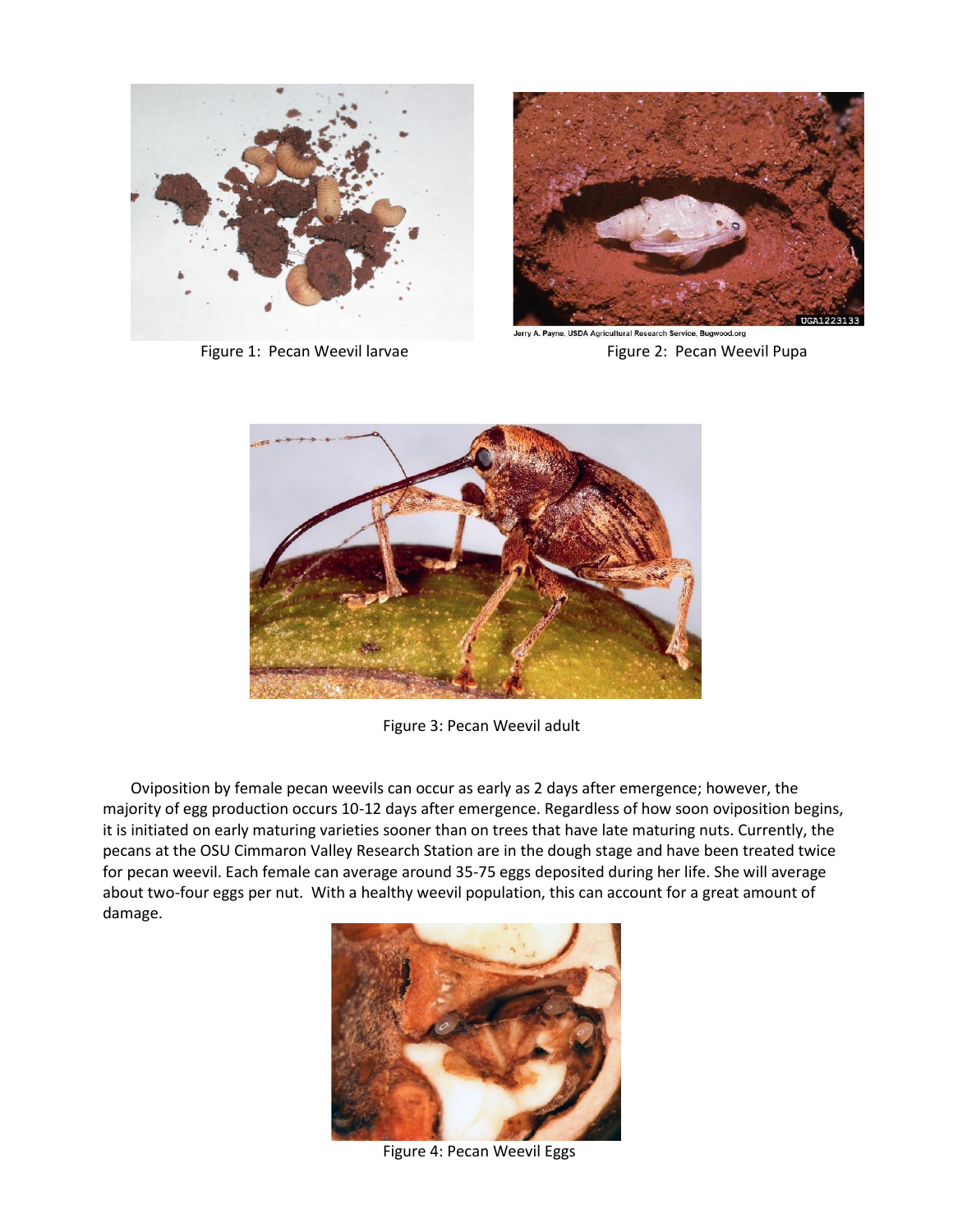Figure 1: Pecan Weevil larvae

Jerry A. Payne, USDA Agricultural Research Service, Bugwood.org

Figure 2: Pecan Weevil Pupa

Figure 3: Pecan Weevil adult

Oviposition by female pecan weevils can occur as early as 2 days after emergence; however, the majority of egg production occurs 10-12 days after emergence. Regardless of how soon oviposition begins, it is initiated on early maturing varieties sooner than on trees that have late maturing nuts. Currently, the pecans at the OSU Cimmaron Valley Research Station are in the dough stage and have been treated twice for pecan weevil. Each female can average around 35-75 eggs deposited during her life. She will average about two-four eggs per nut. With a healthy weevil population, this can account for a great amount of damage.

Figure 4: Pecan Weevil Eggs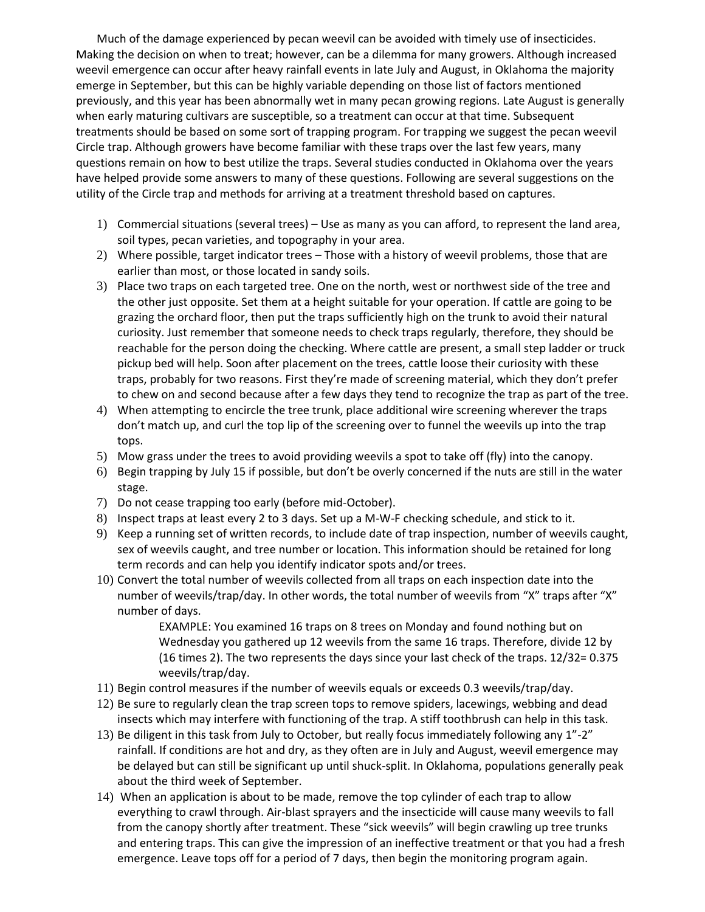Much of the damage experienced by pecan weevil can be avoided with timely use of insecticides. Making the decision on when to treat; however, can be a dilemma for many growers. Although increased weevil emergence can occur after heavy rainfall events in late July and August, in Oklahoma the majority emerge in September, but this can be highly variable depending on those list of factors mentioned previously, and this year has been abnormally wet in many pecan growing regions. Late August is generally when early maturing cultivars are susceptible, so a treatment can occur at that time. Subsequent treatments should be based on some sort of trapping program. For trapping we suggest the pecan weevil Circle trap. Although growers have become familiar with these traps over the last few years, many questions remain on how to best utilize the traps. Several studies conducted in Oklahoma over the years have helped provide some answers to many of these questions. Following are several suggestions on the utility of the Circle trap and methods for arriving at a treatment threshold based on captures.

1) Commercial situations (several trees) – Use as many as you can afford, to represent the land area, soil types, pecan varieties, and topography in your area.
2) Where possible, target indicator trees – Those with a history of weevil problems, those that are earlier than most, or those located in sandy soils.
3) Place two traps on each targeted tree. One on the north, west or northwest side of the tree and the other just opposite. Set them at a height suitable for your operation. If cattle are going to be grazing the orchard floor, then put the traps sufficiently high on the trunk to avoid their natural curiosity. Just remember that someone needs to check traps regularly, therefore, they should be reachable for the person doing the checking. Where cattle are present, a small step ladder or truck pickup bed will help. Soon after placement on the trees, cattle loose their curiosity with these traps, probably for two reasons. First they're made of screening material, which they don't prefer to chew on and second because after a few days they tend to recognize the trap as part of the tree.
4) When attempting to encircle the tree trunk, place additional wire screening wherever the traps don't match up, and curl the top lip of the screening over to funnel the weevils up into the trap tops.
5) Mow grass under the trees to avoid providing weevils a spot to take off (fly) into the canopy.
6) Begin trapping by July 15 if possible, but don't be overly concerned if the nuts are still in the water stage.
7) Do not cease trapping too early (before mid-October).
8) Inspect traps at least every 2 to 3 days. Set up a M-W-F checking schedule, and stick to it.
9) Keep a running set of written records, to include date of trap inspection, number of weevils caught, sex of weevils caught, and tree number or location. This information should be retained for long term records and can help you identify indicator spots and/or trees.
10) Convert the total number of weevils collected from all traps on each inspection date into the number of weevils/trap/day. In other words, the total number of weevils from "X" traps after "X" number of days.

    EXAMPLE: You examined 16 traps on 8 trees on Monday and found nothing but on Wednesday you gathered up 12 weevils from the same 16 traps. Therefore, divide 12 by (16 times 2). The two represents the days since your last check of the traps. 12/32= 0.375 weevils/trap/day.

11) Begin control measures if the number of weevils equals or exceeds 0.3 weevils/trap/day.
12) Be sure to regularly clean the trap screen tops to remove spiders, lacewings, webbing and dead insects which may interfere with functioning of the trap. A stiff toothbrush can help in this task.
13) Be diligent in this task from July to October, but really focus immediately following any 1"-2" rainfall. If conditions are hot and dry, as they often are in July and August, weevil emergence may be delayed but can still be significant up until shuck-split. In Oklahoma, populations generally peak about the third week of September.
14) When an application is about to be made, remove the top cylinder of each trap to allow everything to crawl through. Air-blast sprayers and the insecticide will cause many weevils to fall from the canopy shortly after treatment. These "sick weevils" will begin crawling up tree trunks and entering traps. This can give the impression of an ineffective treatment or that you had a fresh emergence. Leave tops off for a period of 7 days, then begin the monitoring program again.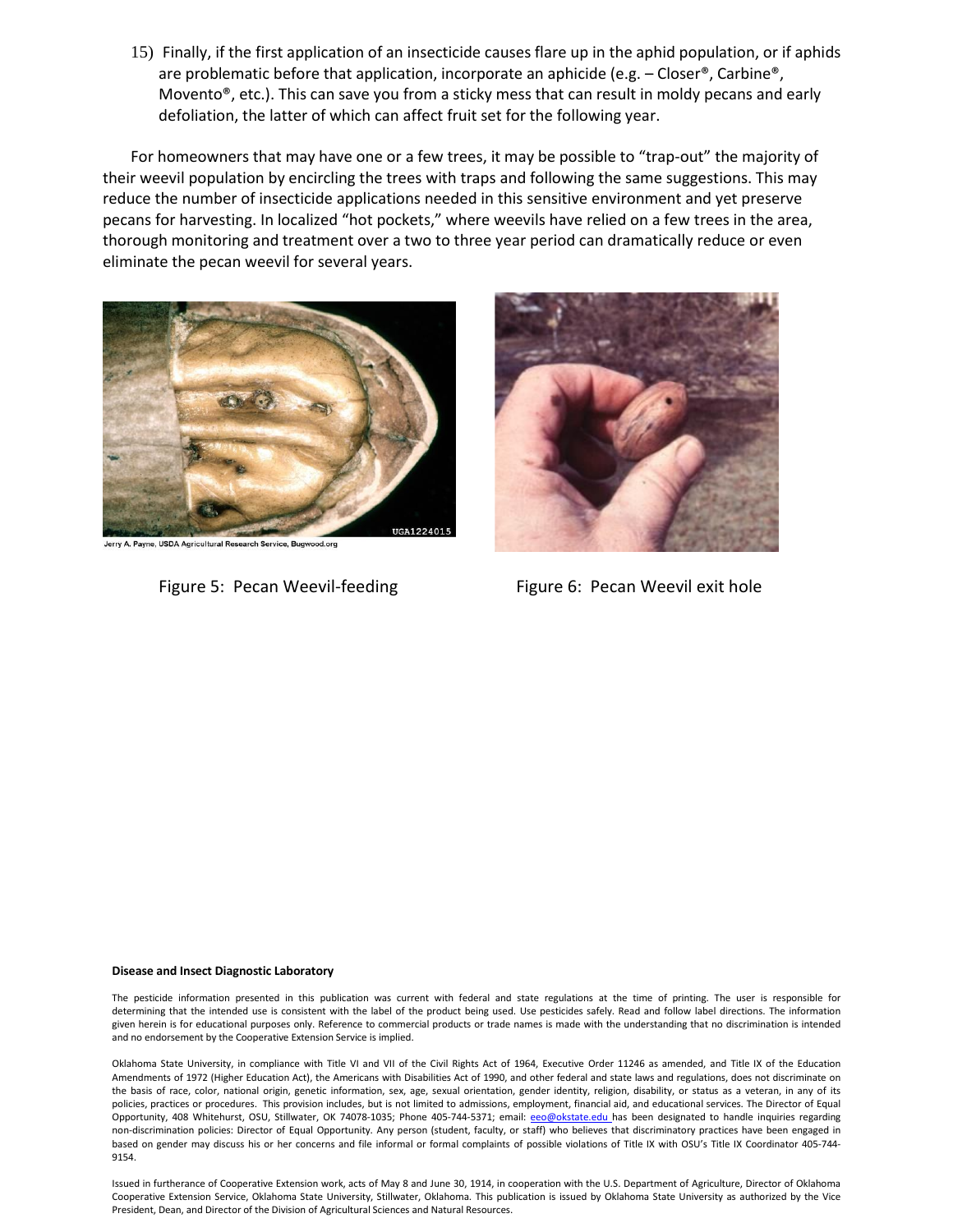15) Finally, if the first application of an insecticide causes flare up in the aphid population, or if aphids are problematic before that application, incorporate an aphicide (e.g. – Closer®, Carbine®, Movento®, etc.). This can save you from a sticky mess that can result in moldy pecans and early defoliation, the latter of which can affect fruit set for the following year.

For homeowners that may have one or a few trees, it may be possible to "trap-out" the majority of their weevil population by encircling the trees with traps and following the same suggestions. This may reduce the number of insecticide applications needed in this sensitive environment and yet preserve pecans for harvesting. In localized "hot pockets," where weevils have relied on a few trees in the area, thorough monitoring and treatment over a two to three year period can dramatically reduce or even eliminate the pecan weevil for several years.

UGA1224015

Jerry A. Payne, USDA Agricultural Research Service, Bugwood.org

Figure 5: Pecan Weevil-feeding

Figure 6: Pecan Weevil exit hole

**Disease and Insect Diagnostic Laboratory**

The pesticide information presented in this publication was current with federal and state regulations at the time of printing. The user is responsible for determining that the intended use is consistent with the label of the product being used. Use pesticides safely. Read and follow label directions. The information given herein is for educational purposes only. Reference to commercial products or trade names is made with the understanding that no discrimination is intended and no endorsement by the Cooperative Extension Service is implied.

Oklahoma State University, in compliance with Title VI and VII of the Civil Rights Act of 1964, Executive Order 11246 as amended, and Title IX of the Education Amendments of 1972 (Higher Education Act), the Americans with Disabilities Act of 1990, and other federal and state laws and regulations, does not discriminate on the basis of race, color, national origin, genetic information, sex, age, sexual orientation, gender identity, religion, disability, or status as a veteran, in any of its policies, practices or procedures. This provision includes, but is not limited to admissions, employment, financial aid, and educational services. The Director of Equal Opportunity, 408 Whitehurst, OSU, Stillwater, OK 74078-1035; Phone 405-744-5371; email: eeo@okstate.edu has been designated to handle inquiries regarding non-discrimination policies: Director of Equal Opportunity. Any person (student, faculty, or staff) who believes that discriminatory practices have been engaged in based on gender may discuss his or her concerns and file informal or formal complaints of possible violations of Title IX with OSU's Title IX Coordinator 405-744-9154.

Issued in furtherance of Cooperative Extension work, acts of May 8 and June 30, 1914, in cooperation with the U.S. Department of Agriculture, Director of Oklahoma Cooperative Extension Service, Oklahoma State University, Stillwater, Oklahoma. This publication is issued by Oklahoma State University as authorized by the Vice President, Dean, and Director of the Division of Agricultural Sciences and Natural Resources.